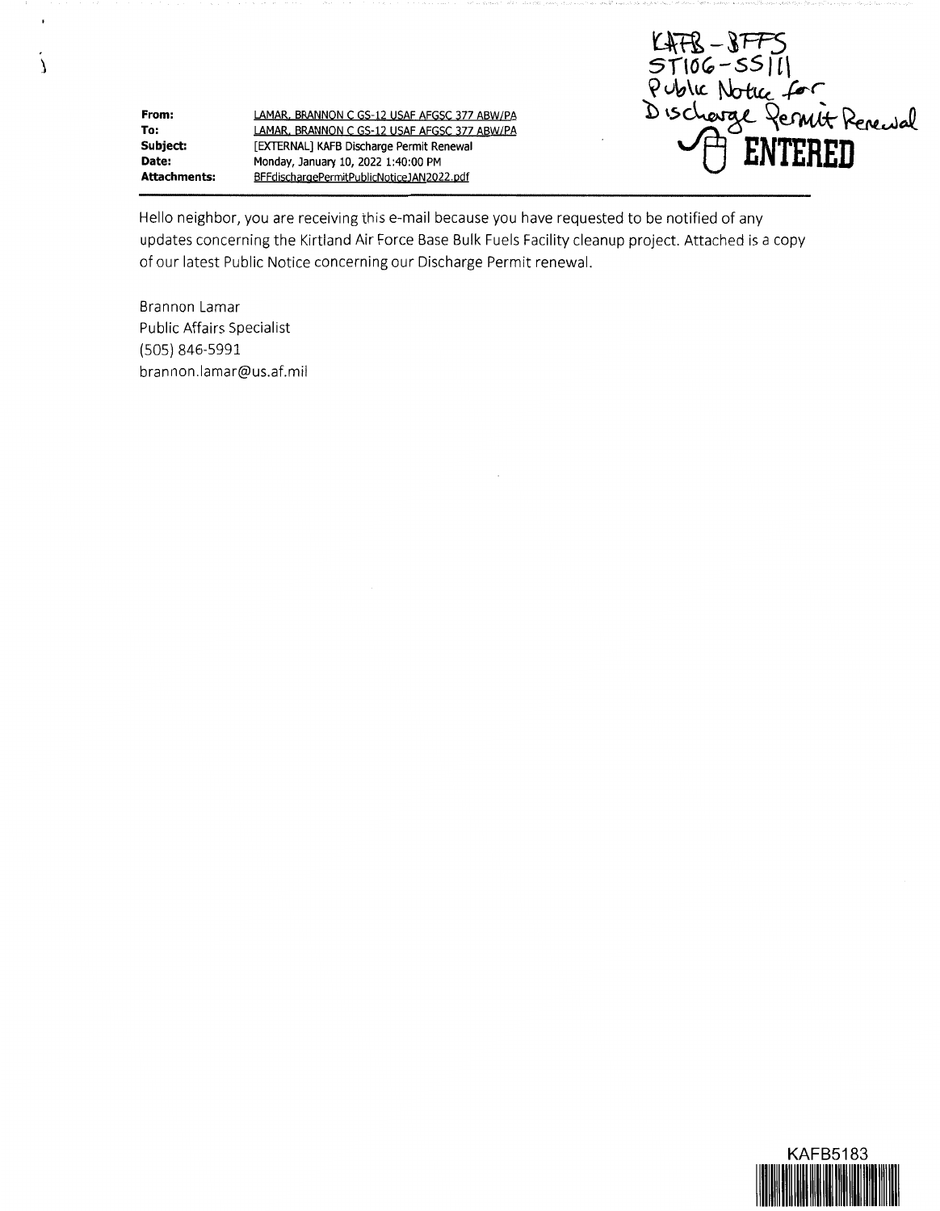KAFB - BFFS
ST106-SS111
Public Notice for
Discharge Permit Renewal

ENTERED

**From:** LAMAR, BRANNON C GS-12 USAF AFGSC 377 ABW/PA
**To:** LAMAR, BRANNON C GS-12 USAF AFGSC 377 ABW/PA
**Subject:** [EXTERNAL] KAFB Discharge Permit Renewal
**Date:** Monday, January 10, 2022 1:40:00 PM
**Attachments:** BFFdischargePermitPublicNoticeJAN2022.pdf

---

Hello neighbor, you are receiving this e-mail because you have requested to be notified of any updates concerning the Kirtland Air Force Base Bulk Fuels Facility cleanup project. Attached is a copy of our latest Public Notice concerning our Discharge Permit renewal.

Brannon Lamar
Public Affairs Specialist
(505) 846-5991
brannon.lamar@us.af.mil

KAFB5183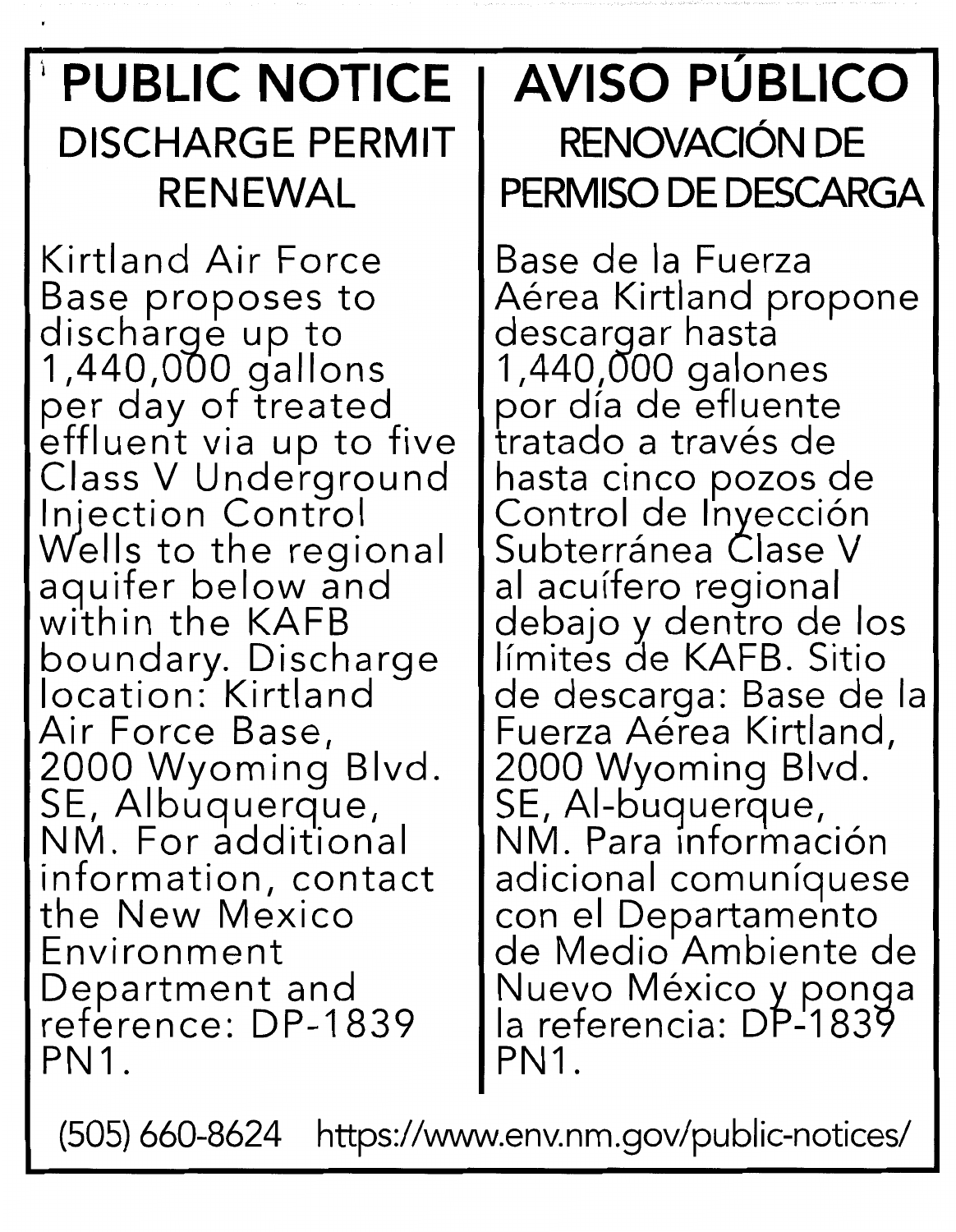# PUBLIC NOTICE

## DISCHARGE PERMIT RENEWAL

Kirtland Air Force Base proposes to discharge up to 1,440,000 gallons per day of treated effluent via up to five Class V Underground Injection Control Wells to the regional aquifer below and within the KAFB boundary. Discharge location: Kirtland Air Force Base, 2000 Wyoming Blvd. SE, Albuquerque, NM. For additional information, contact the New Mexico Environment Department and reference: DP-1839 PN1.

# AVISO PÚBLICO

## RENOVACIÓN DE PERMISO DE DESCARGA

Base de la Fuerza Aérea Kirtland propone descargar hasta 1,440,000 galones por día de efluente tratado a través de hasta cinco pozos de Control de Inyección Subterránea Clase V al acuífero regional debajo y dentro de los límites de KAFB. Sitio de descarga: Base de la Fuerza Aérea Kirtland, 2000 Wyoming Blvd. SE, Al-buquerque, NM. Para información adicional comuníquese con el Departamento de Medio Ambiente de Nuevo México y ponga la referencia: DP-1839 PN1.

(505) 660-8624 https://www.env.nm.gov/public-notices/